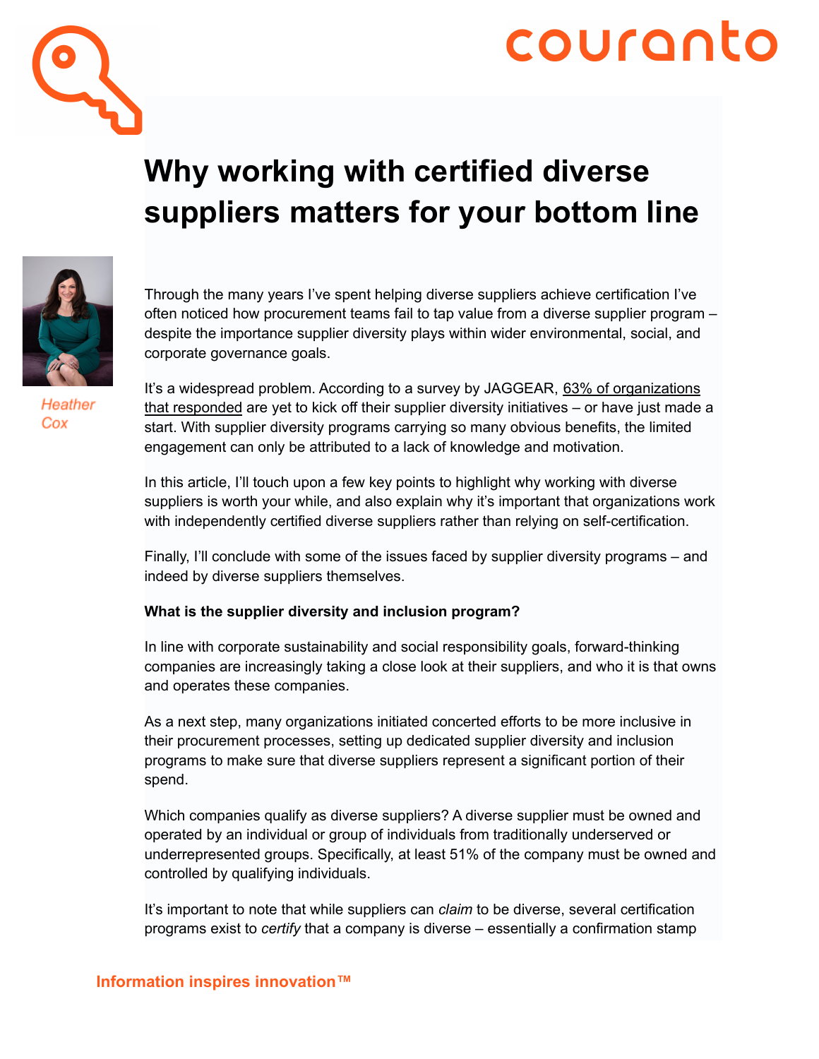couranto

# Why working with certified diverse suppliers matters for your bottom line

Heather Cox

Through the many years I've spent helping diverse suppliers achieve certification I've often noticed how procurement teams fail to tap value from a diverse supplier program – despite the importance supplier diversity plays within wider environmental, social, and corporate governance goals.

It's a widespread problem. According to a survey by JAGGEAR, 63% of organizations that responded are yet to kick off their supplier diversity initiatives – or have just made a start. With supplier diversity programs carrying so many obvious benefits, the limited engagement can only be attributed to a lack of knowledge and motivation.

In this article, I'll touch upon a few key points to highlight why working with diverse suppliers is worth your while, and also explain why it's important that organizations work with independently certified diverse suppliers rather than relying on self-certification.

Finally, I'll conclude with some of the issues faced by supplier diversity programs – and indeed by diverse suppliers themselves.

**What is the supplier diversity and inclusion program?**

In line with corporate sustainability and social responsibility goals, forward-thinking companies are increasingly taking a close look at their suppliers, and who it is that owns and operates these companies.

As a next step, many organizations initiated concerted efforts to be more inclusive in their procurement processes, setting up dedicated supplier diversity and inclusion programs to make sure that diverse suppliers represent a significant portion of their spend.

Which companies qualify as diverse suppliers? A diverse supplier must be owned and operated by an individual or group of individuals from traditionally underserved or underrepresented groups. Specifically, at least 51% of the company must be owned and controlled by qualifying individuals.

It's important to note that while suppliers can *claim* to be diverse, several certification programs exist to *certify* that a company is diverse – essentially a confirmation stamp

Information inspires innovation™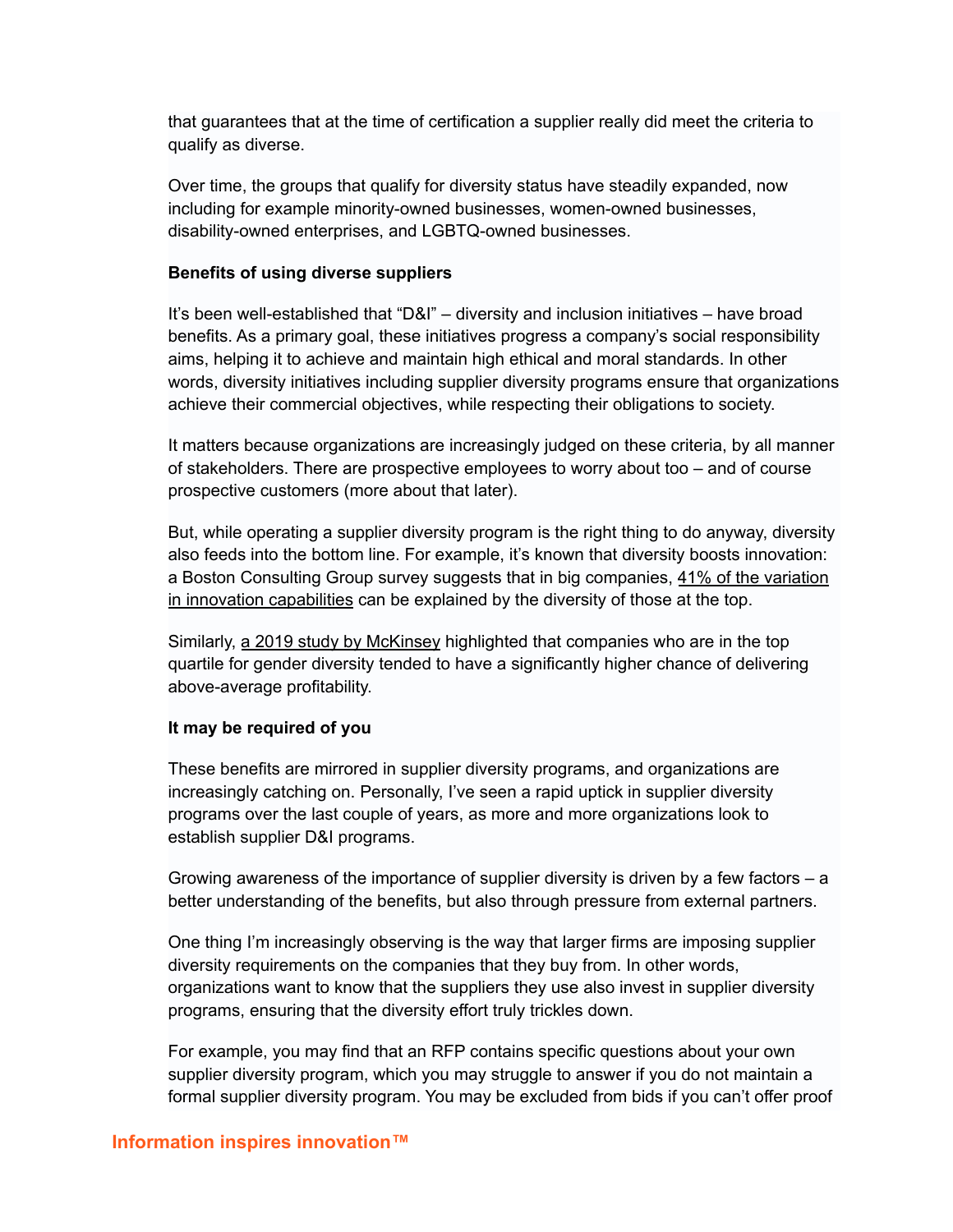that guarantees that at the time of certification a supplier really did meet the criteria to qualify as diverse.

Over time, the groups that qualify for diversity status have steadily expanded, now including for example minority-owned businesses, women-owned businesses, disability-owned enterprises, and LGBTQ-owned businesses.

**Benefits of using diverse suppliers**

It's been well-established that "D&I" – diversity and inclusion initiatives – have broad benefits. As a primary goal, these initiatives progress a company's social responsibility aims, helping it to achieve and maintain high ethical and moral standards. In other words, diversity initiatives including supplier diversity programs ensure that organizations achieve their commercial objectives, while respecting their obligations to society.

It matters because organizations are increasingly judged on these criteria, by all manner of stakeholders. There are prospective employees to worry about too – and of course prospective customers (more about that later).

But, while operating a supplier diversity program is the right thing to do anyway, diversity also feeds into the bottom line. For example, it's known that diversity boosts innovation: a Boston Consulting Group survey suggests that in big companies, 41% of the variation in innovation capabilities can be explained by the diversity of those at the top.

Similarly, a 2019 study by McKinsey highlighted that companies who are in the top quartile for gender diversity tended to have a significantly higher chance of delivering above-average profitability.

**It may be required of you**

These benefits are mirrored in supplier diversity programs, and organizations are increasingly catching on. Personally, I've seen a rapid uptick in supplier diversity programs over the last couple of years, as more and more organizations look to establish supplier D&I programs.

Growing awareness of the importance of supplier diversity is driven by a few factors – a better understanding of the benefits, but also through pressure from external partners.

One thing I'm increasingly observing is the way that larger firms are imposing supplier diversity requirements on the companies that they buy from. In other words, organizations want to know that the suppliers they use also invest in supplier diversity programs, ensuring that the diversity effort truly trickles down.

For example, you may find that an RFP contains specific questions about your own supplier diversity program, which you may struggle to answer if you do not maintain a formal supplier diversity program. You may be excluded from bids if you can't offer proof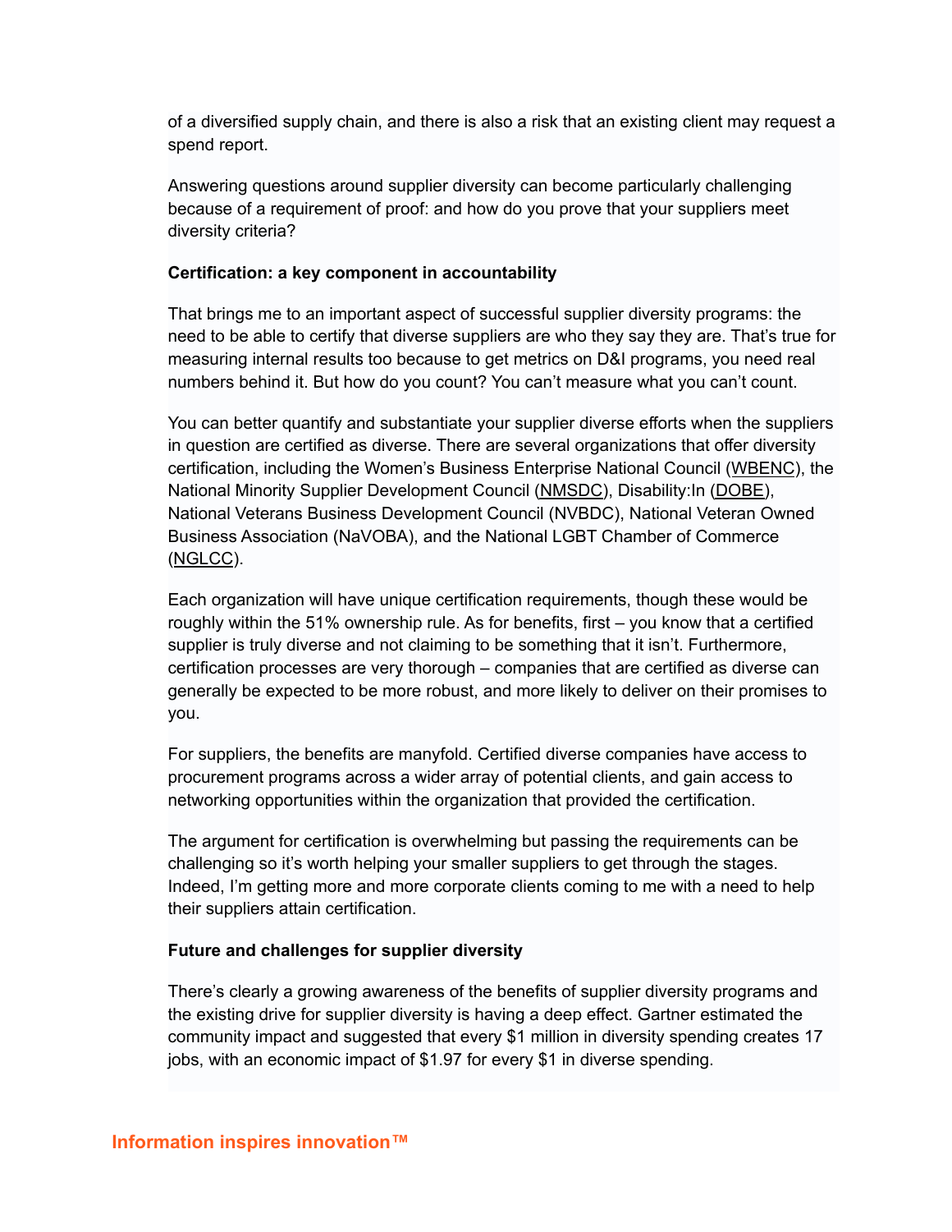of a diversified supply chain, and there is also a risk that an existing client may request a spend report.

Answering questions around supplier diversity can become particularly challenging because of a requirement of proof: and how do you prove that your suppliers meet diversity criteria?

**Certification: a key component in accountability**

That brings me to an important aspect of successful supplier diversity programs: the need to be able to certify that diverse suppliers are who they say they are. That's true for measuring internal results too because to get metrics on D&I programs, you need real numbers behind it. But how do you count? You can't measure what you can't count.

You can better quantify and substantiate your supplier diverse efforts when the suppliers in question are certified as diverse. There are several organizations that offer diversity certification, including the Women's Business Enterprise National Council (WBENC), the National Minority Supplier Development Council (NMSDC), Disability:In (DOBE), National Veterans Business Development Council (NVBDC), National Veteran Owned Business Association (NaVOBA), and the National LGBT Chamber of Commerce (NGLCC).

Each organization will have unique certification requirements, though these would be roughly within the 51% ownership rule. As for benefits, first – you know that a certified supplier is truly diverse and not claiming to be something that it isn't. Furthermore, certification processes are very thorough – companies that are certified as diverse can generally be expected to be more robust, and more likely to deliver on their promises to you.

For suppliers, the benefits are manyfold. Certified diverse companies have access to procurement programs across a wider array of potential clients, and gain access to networking opportunities within the organization that provided the certification.

The argument for certification is overwhelming but passing the requirements can be challenging so it's worth helping your smaller suppliers to get through the stages. Indeed, I'm getting more and more corporate clients coming to me with a need to help their suppliers attain certification.

**Future and challenges for supplier diversity**

There's clearly a growing awareness of the benefits of supplier diversity programs and the existing drive for supplier diversity is having a deep effect. Gartner estimated the community impact and suggested that every $1 million in diversity spending creates 17 jobs, with an economic impact of $1.97 for every $1 in diverse spending.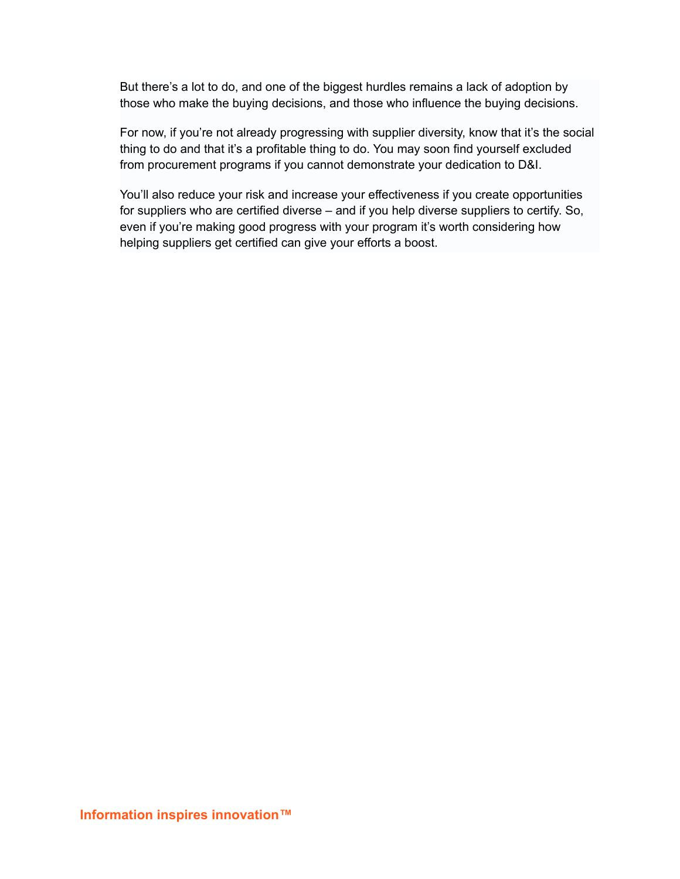But there's a lot to do, and one of the biggest hurdles remains a lack of adoption by those who make the buying decisions, and those who influence the buying decisions.

For now, if you're not already progressing with supplier diversity, know that it's the social thing to do and that it's a profitable thing to do. You may soon find yourself excluded from procurement programs if you cannot demonstrate your dedication to D&I.

You'll also reduce your risk and increase your effectiveness if you create opportunities for suppliers who are certified diverse – and if you help diverse suppliers to certify. So, even if you're making good progress with your program it's worth considering how helping suppliers get certified can give your efforts a boost.